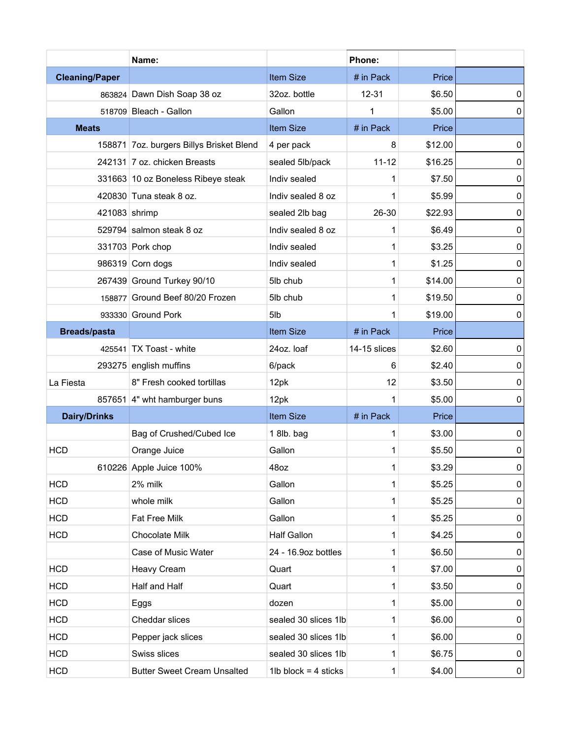|  | Name: |  | Phone: |  |  |
|---|---|---|---|---|---|
| **Cleaning/Paper** |  | Item Size | # in Pack | Price |  |
| 863824 | Dawn Dish Soap 38 oz | 32oz. bottle | 12-31 | $6.50 | 0 |
| 518709 | Bleach - Gallon | Gallon | 1 | $5.00 | 0 |
| **Meats** |  | Item Size | # in Pack | Price |  |
| 158871 | 7oz. burgers Billys Brisket Blend | 4 per pack | 8 | $12.00 | 0 |
| 242131 | 7 oz. chicken Breasts | sealed 5lb/pack | 11-12 | $16.25 | 0 |
| 331663 | 10 oz Boneless Ribeye steak | Indiv sealed | 1 | $7.50 | 0 |
| 420830 | Tuna steak 8 oz. | Indiv sealed 8 oz | 1 | $5.99 | 0 |
| 421083 | shrimp | sealed 2lb bag | 26-30 | $22.93 | 0 |
| 529794 | salmon steak 8 oz | Indiv sealed 8 oz | 1 | $6.49 | 0 |
| 331703 | Pork chop | Indiv sealed | 1 | $3.25 | 0 |
| 986319 | Corn dogs | Indiv sealed | 1 | $1.25 | 0 |
| 267439 | Ground Turkey 90/10 | 5lb chub | 1 | $14.00 | 0 |
| 158877 | Ground Beef 80/20 Frozen | 5lb chub | 1 | $19.50 | 0 |
| 933330 | Ground Pork | 5lb | 1 | $19.00 | 0 |
| **Breads/pasta** |  | Item Size | # in Pack | Price |  |
| 425541 | TX Toast - white | 24oz. loaf | 14-15 slices | $2.60 | 0 |
| 293275 | english muffins | 6/pack | 6 | $2.40 | 0 |
| La Fiesta | 8" Fresh cooked tortillas | 12pk | 12 | $3.50 | 0 |
| 857651 | 4" wht hamburger buns | 12pk | 1 | $5.00 | 0 |
| **Dairy/Drinks** |  | Item Size | # in Pack | Price |  |
|  | Bag of Crushed/Cubed Ice | 1 8lb. bag | 1 | $3.00 | 0 |
| HCD | Orange Juice | Gallon | 1 | $5.50 | 0 |
| 610226 | Apple Juice 100% | 48oz | 1 | $3.29 | 0 |
| HCD | 2% milk | Gallon | 1 | $5.25 | 0 |
| HCD | whole milk | Gallon | 1 | $5.25 | 0 |
| HCD | Fat Free Milk | Gallon | 1 | $5.25 | 0 |
| HCD | Chocolate Milk | Half Gallon | 1 | $4.25 | 0 |
|  | Case of Music Water | 24 - 16.9oz bottles | 1 | $6.50 | 0 |
| HCD | Heavy Cream | Quart | 1 | $7.00 | 0 |
| HCD | Half and Half | Quart | 1 | $3.50 | 0 |
| HCD | Eggs | dozen | 1 | $5.00 | 0 |
| HCD | Cheddar slices | sealed 30 slices 1lb | 1 | $6.00 | 0 |
| HCD | Pepper jack slices | sealed 30 slices 1lb | 1 | $6.00 | 0 |
| HCD | Swiss slices | sealed 30 slices 1lb | 1 | $6.75 | 0 |
| HCD | Butter Sweet Cream Unsalted | 1lb block = 4 sticks | 1 | $4.00 | 0 |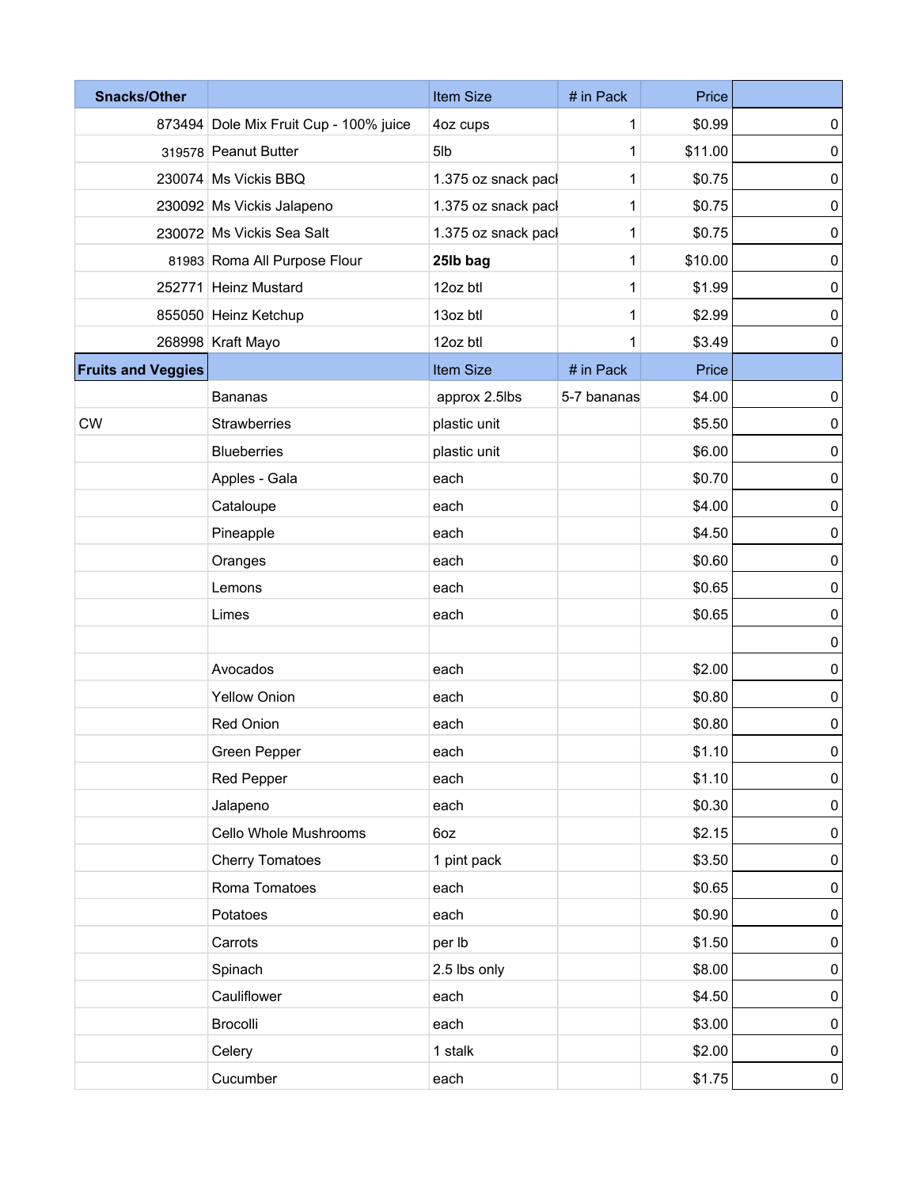| Snacks/Other | | Item Size | # in Pack | Price | |
|---|---|---|---|---|---|
| 873494 | Dole Mix Fruit Cup - 100% juice | 4oz cups | 1 | $0.99 | 0 |
| 319578 | Peanut Butter | 5lb | 1 | $11.00 | 0 |
| 230074 | Ms Vickis BBQ | 1.375 oz snack pacl | 1 | $0.75 | 0 |
| 230092 | Ms Vickis Jalapeno | 1.375 oz snack pacl | 1 | $0.75 | 0 |
| 230072 | Ms Vickis Sea Salt | 1.375 oz snack pacl | 1 | $0.75 | 0 |
| 81983 | Roma All Purpose Flour | **25lb bag** | 1 | $10.00 | 0 |
| 252771 | Heinz Mustard | 12oz btl | 1 | $1.99 | 0 |
| 855050 | Heinz Ketchup | 13oz btl | 1 | $2.99 | 0 |
| 268998 | Kraft Mayo | 12oz btl | 1 | $3.49 | 0 |
| **Fruits and Veggies** | | Item Size | # in Pack | Price | |
| | Bananas | approx 2.5lbs | 5-7 bananas | $4.00 | 0 |
| CW | Strawberries | plastic unit | | $5.50 | 0 |
| | Blueberries | plastic unit | | $6.00 | 0 |
| | Apples - Gala | each | | $0.70 | 0 |
| | Cataloupe | each | | $4.00 | 0 |
| | Pineapple | each | | $4.50 | 0 |
| | Oranges | each | | $0.60 | 0 |
| | Lemons | each | | $0.65 | 0 |
| | Limes | each | | $0.65 | 0 |
| | | | | | 0 |
| | Avocados | each | | $2.00 | 0 |
| | Yellow Onion | each | | $0.80 | 0 |
| | Red Onion | each | | $0.80 | 0 |
| | Green Pepper | each | | $1.10 | 0 |
| | Red Pepper | each | | $1.10 | 0 |
| | Jalapeno | each | | $0.30 | 0 |
| | Cello Whole Mushrooms | 6oz | | $2.15 | 0 |
| | Cherry Tomatoes | 1 pint pack | | $3.50 | 0 |
| | Roma Tomatoes | each | | $0.65 | 0 |
| | Potatoes | each | | $0.90 | 0 |
| | Carrots | per lb | | $1.50 | 0 |
| | Spinach | 2.5 lbs only | | $8.00 | 0 |
| | Cauliflower | each | | $4.50 | 0 |
| | Brocolli | each | | $3.00 | 0 |
| | Celery | 1 stalk | | $2.00 | 0 |
| | Cucumber | each | | $1.75 | 0 |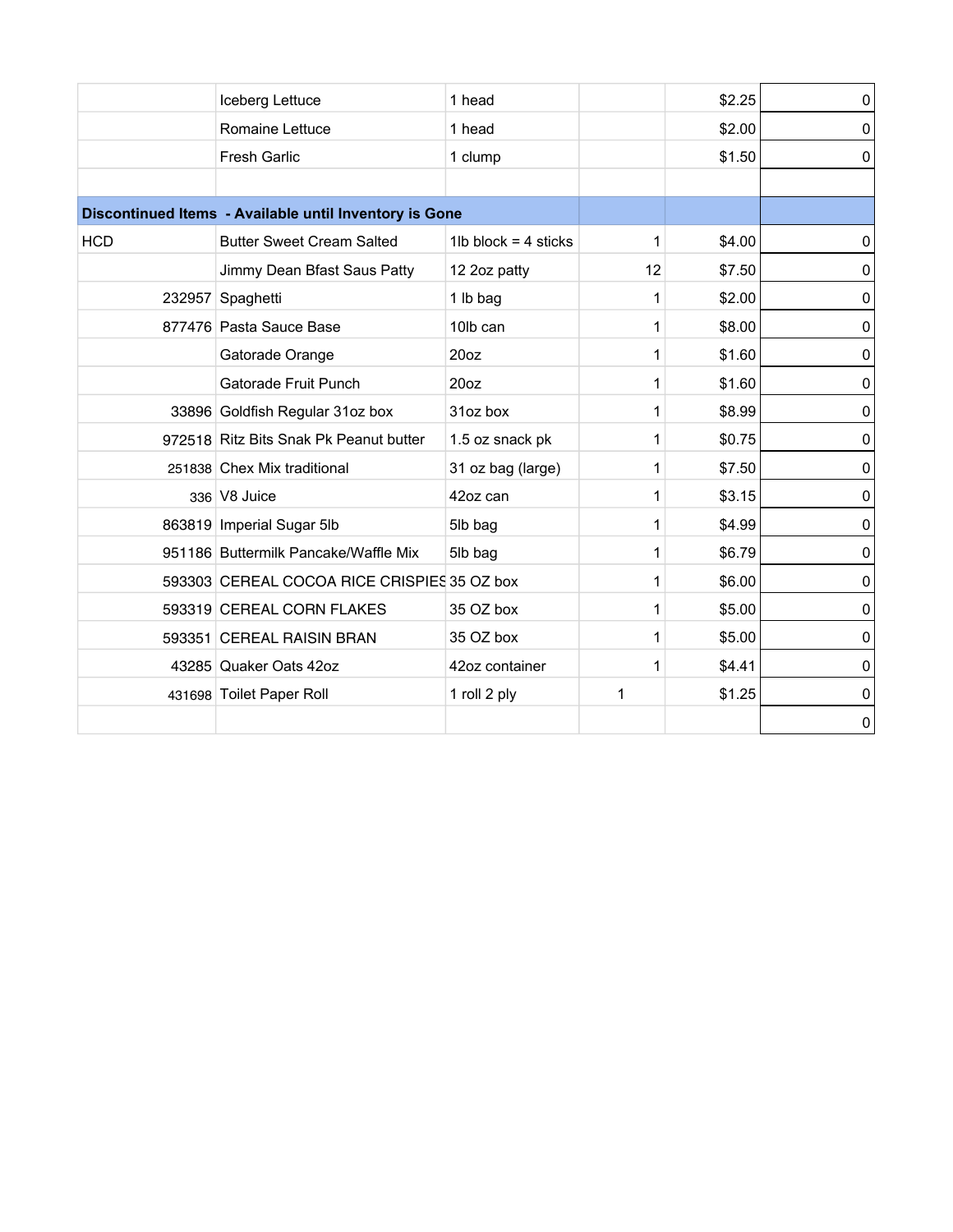| | | | | | |
|---|---|---|---|---|---|
| | Iceberg Lettuce | 1 head | | $2.25 | 0 |
| | Romaine Lettuce | 1 head | | $2.00 | 0 |
| | Fresh Garlic | 1 clump | | $1.50 | 0 |
| | | | | | |
| **Discontinued Items - Available until Inventory is Gone** | | | | | |
| HCD | Butter Sweet Cream Salted | 1lb block = 4 sticks | 1 | $4.00 | 0 |
| | Jimmy Dean Bfast Saus Patty | 12 2oz patty | 12 | $7.50 | 0 |
| 232957 | Spaghetti | 1 lb bag | 1 | $2.00 | 0 |
| 877476 | Pasta Sauce Base | 10lb can | 1 | $8.00 | 0 |
| | Gatorade Orange | 20oz | 1 | $1.60 | 0 |
| | Gatorade Fruit Punch | 20oz | 1 | $1.60 | 0 |
| 33896 | Goldfish Regular 31oz box | 31oz box | 1 | $8.99 | 0 |
| 972518 | Ritz Bits Snak Pk Peanut butter | 1.5 oz snack pk | 1 | $0.75 | 0 |
| 251838 | Chex Mix traditional | 31 oz bag (large) | 1 | $7.50 | 0 |
| 336 | V8 Juice | 42oz can | 1 | $3.15 | 0 |
| 863819 | Imperial Sugar 5lb | 5lb bag | 1 | $4.99 | 0 |
| 951186 | Buttermilk Pancake/Waffle Mix | 5lb bag | 1 | $6.79 | 0 |
| 593303 | CEREAL COCOA RICE CRISPIES | 35 OZ box | 1 | $6.00 | 0 |
| 593319 | CEREAL CORN FLAKES | 35 OZ box | 1 | $5.00 | 0 |
| 593351 | CEREAL RAISIN BRAN | 35 OZ box | 1 | $5.00 | 0 |
| 43285 | Quaker Oats 42oz | 42oz container | 1 | $4.41 | 0 |
| 431698 | Toilet Paper Roll | 1 roll 2 ply | 1 | $1.25 | 0 |
| | | | | | 0 |